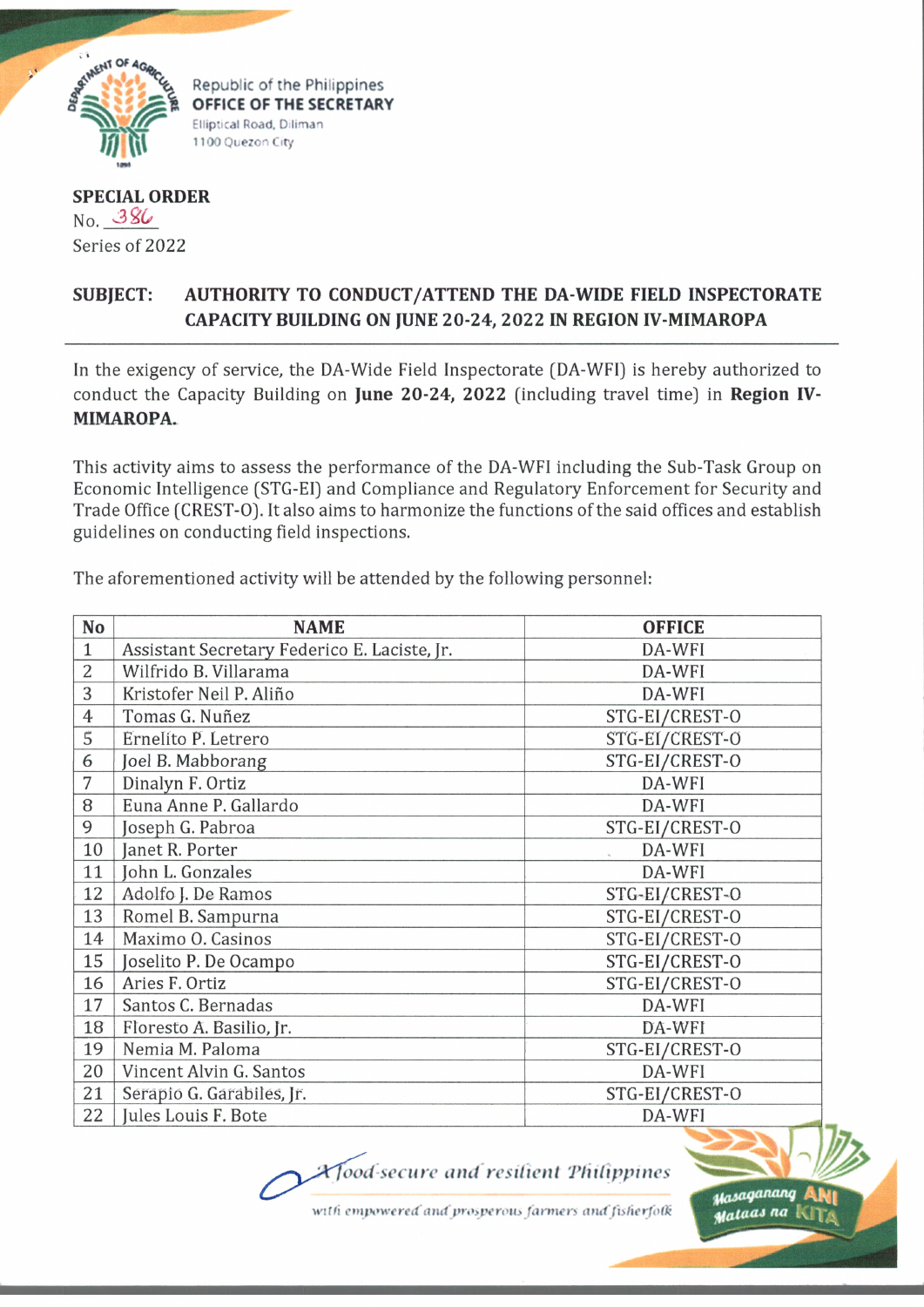Republic of the Philippines
**OFFICE OF THE SECRETARY**
Elliptical Road, Diliman
1100 Quezon City

**SPECIAL ORDER**
No. 386
Series of 2022

**SUBJECT: AUTHORITY TO CONDUCT/ATTEND THE DA-WIDE FIELD INSPECTORATE CAPACITY BUILDING ON JUNE 20-24, 2022 IN REGION IV-MIMAROPA**

In the exigency of service, the DA-Wide Field Inspectorate (DA-WFI) is hereby authorized to conduct the Capacity Building on **June 20-24, 2022** (including travel time) in **Region IV-MIMAROPA.**

This activity aims to assess the performance of the DA-WFI including the Sub-Task Group on Economic Intelligence (STG-EI) and Compliance and Regulatory Enforcement for Security and Trade Office (CREST-O). It also aims to harmonize the functions of the said offices and establish guidelines on conducting field inspections.

The aforementioned activity will be attended by the following personnel:

| No | NAME | OFFICE |
|---|---|---|
| 1 | Assistant Secretary Federico E. Laciste, Jr. | DA-WFI |
| 2 | Wilfrido B. Villarama | DA-WFI |
| 3 | Kristofer Neil P. Aliño | DA-WFI |
| 4 | Tomas G. Nuñez | STG-EI/CREST-O |
| 5 | Ernelito P. Letrero | STG-EI/CREST-O |
| 6 | Joel B. Mabborang | STG-EI/CREST-O |
| 7 | Dinalyn F. Ortiz | DA-WFI |
| 8 | Euna Anne P. Gallardo | DA-WFI |
| 9 | Joseph G. Pabroa | STG-EI/CREST-O |
| 10 | Janet R. Porter | DA-WFI |
| 11 | John L. Gonzales | DA-WFI |
| 12 | Adolfo J. De Ramos | STG-EI/CREST-O |
| 13 | Romel B. Sampurna | STG-EI/CREST-O |
| 14 | Maximo O. Casinos | STG-EI/CREST-O |
| 15 | Joselito P. De Ocampo | STG-EI/CREST-O |
| 16 | Aries F. Ortiz | STG-EI/CREST-O |
| 17 | Santos C. Bernadas | DA-WFI |
| 18 | Floresto A. Basilio, Jr. | DA-WFI |
| 19 | Nemia M. Paloma | STG-EI/CREST-O |
| 20 | Vincent Alvin G. Santos | DA-WFI |
| 21 | Serapio G. Garabiles, Jr. | STG-EI/CREST-O |
| 22 | Jules Louis F. Bote | DA-WFI |

*A food-secure and resilient Philippines with empowered and prosperous farmers and fisherfolk*

Masaganang ANI Mataas na KITA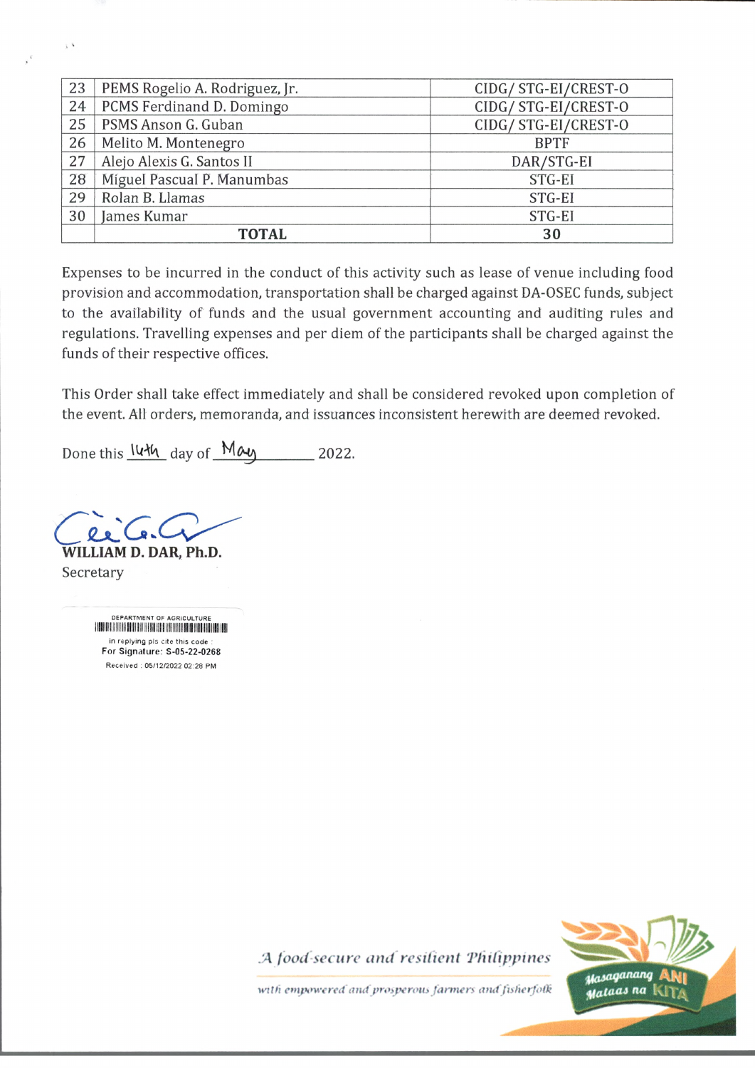| | | |
|---|---|---|
| 23 | PEMS Rogelio A. Rodriguez, Jr. | CIDG/ STG-EI/CREST-O |
| 24 | PCMS Ferdinand D. Domingo | CIDG/ STG-EI/CREST-O |
| 25 | PSMS Anson G. Guban | CIDG/ STG-EI/CREST-O |
| 26 | Melito M. Montenegro | BPTF |
| 27 | Alejo Alexis G. Santos II | DAR/STG-EI |
| 28 | Miguel Pascual P. Manumbas | STG-EI |
| 29 | Rolan B. Llamas | STG-EI |
| 30 | James Kumar | STG-EI |
| | **TOTAL** | **30** |

Expenses to be incurred in the conduct of this activity such as lease of venue including food provision and accommodation, transportation shall be charged against DA-OSEC funds, subject to the availability of funds and the usual government accounting and auditing rules and regulations. Travelling expenses and per diem of the participants shall be charged against the funds of their respective offices.

This Order shall take effect immediately and shall be considered revoked upon completion of the event. All orders, memoranda, and issuances inconsistent herewith are deemed revoked.

Done this 14th day of May 2022.

**WILLIAM D. DAR, Ph.D.**
Secretary

DEPARTMENT OF AGRICULTURE
in replying pls cite this code :
For Signature: S-05-22-0268
Received : 05/12/2022 02:28 PM

*A food-secure and resilient Philippines*
*with empowered and prosperous farmers and fisherfolk*

Masaganang ANI Mataas na KITA